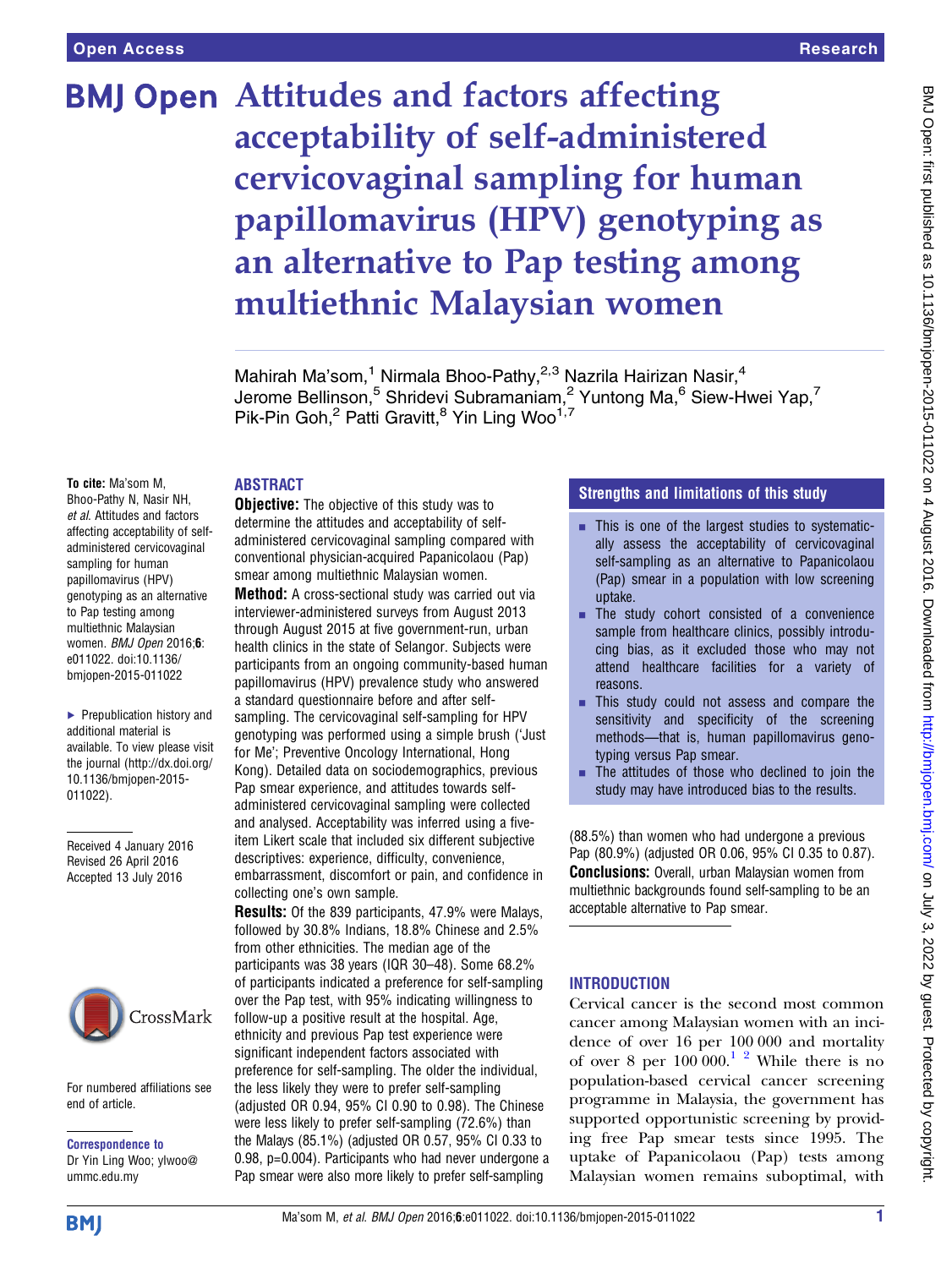Open Access

Research

# Attitudes and factors affecting acceptability of self-administered cervicovaginal sampling for human papillomavirus (HPV) genotyping as an alternative to Pap testing among multiethnic Malaysian women

Mahirah Ma'som,[1] Nirmala Bhoo-Pathy,[2,3] Nazrila Hairizan Nasir,[4] Jerome Bellinson,[5] Shridevi Subramaniam,[2] Yuntong Ma,[6] Siew-Hwei Yap,[7] Pik-Pin Goh,[2] Patti Gravitt,[8] Yin Ling Woo[1,7]

**To cite:** Ma'som M, Bhoo-Pathy N, Nasir NH, *et al*. Attitudes and factors affecting acceptability of self-administered cervicovaginal sampling for human papillomavirus (HPV) genotyping as an alternative to Pap testing among multiethnic Malaysian women. *BMJ Open* 2016;**6**: e011022. doi:10.1136/bmjopen-2015-011022

► Prepublication history and additional material is available. To view please visit the journal (http://dx.doi.org/10.1136/bmjopen-2015-011022).

Received 4 January 2016
Revised 26 April 2016
Accepted 13 July 2016

For numbered affiliations see end of article.

**Correspondence to**
Dr Yin Ling Woo; ylwoo@ummc.edu.my

## ABSTRACT

**Objective:** The objective of this study was to determine the attitudes and acceptability of self-administered cervicovaginal sampling compared with conventional physician-acquired Papanicolaou (Pap) smear among multiethnic Malaysian women.

**Method:** A cross-sectional study was carried out via interviewer-administered surveys from August 2013 through August 2015 at five government-run, urban health clinics in the state of Selangor. Subjects were participants from an ongoing community-based human papillomavirus (HPV) prevalence study who answered a standard questionnaire before and after self-sampling. The cervicovaginal self-sampling for HPV genotyping was performed using a simple brush ('Just for Me'; Preventive Oncology International, Hong Kong). Detailed data on sociodemographics, previous Pap smear experience, and attitudes towards self-administered cervicovaginal sampling were collected and analysed. Acceptability was inferred using a five-item Likert scale that included six different subjective descriptives: experience, difficulty, convenience, embarrassment, discomfort or pain, and confidence in collecting one's own sample.

**Results:** Of the 839 participants, 47.9% were Malays, followed by 30.8% Indians, 18.8% Chinese and 2.5% from other ethnicities. The median age of the participants was 38 years (IQR 30–48). Some 68.2% of participants indicated a preference for self-sampling over the Pap test, with 95% indicating willingness to follow-up a positive result at the hospital. Age, ethnicity and previous Pap test experience were significant independent factors associated with preference for self-sampling. The older the individual, the less likely they were to prefer self-sampling (adjusted OR 0.94, 95% CI 0.90 to 0.98). The Chinese were less likely to prefer self-sampling (72.6%) than the Malays (85.1%) (adjusted OR 0.57, 95% CI 0.33 to 0.98, p=0.004). Participants who had never undergone a Pap smear were also more likely to prefer self-sampling (88.5%) than women who had undergone a previous Pap (80.9%) (adjusted OR 0.06, 95% CI 0.35 to 0.87).

**Conclusions:** Overall, urban Malaysian women from multiethnic backgrounds found self-sampling to be an acceptable alternative to Pap smear.

## Strengths and limitations of this study

- This is one of the largest studies to systematically assess the acceptability of cervicovaginal self-sampling as an alternative to Papanicolaou (Pap) smear in a population with low screening uptake.
- The study cohort consisted of a convenience sample from healthcare clinics, possibly introducing bias, as it excluded those who may not attend healthcare facilities for a variety of reasons.
- This study could not assess and compare the sensitivity and specificity of the screening methods—that is, human papillomavirus genotyping versus Pap smear.
- The attitudes of those who declined to join the study may have introduced bias to the results.

## INTRODUCTION

Cervical cancer is the second most common cancer among Malaysian women with an incidence of over 16 per 100 000 and mortality of over 8 per 100 000.[1 2] While there is no population-based cervical cancer screening programme in Malaysia, the government has supported opportunistic screening by providing free Pap smear tests since 1995. The uptake of Papanicolaou (Pap) tests among Malaysian women remains suboptimal, with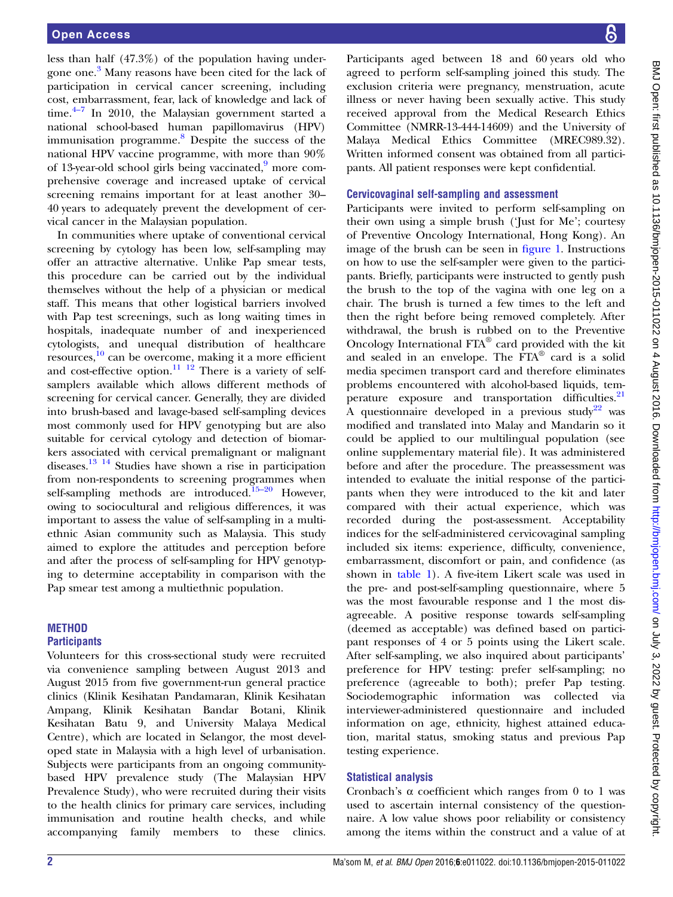less than half (47.3%) of the population having undergone one.[3] Many reasons have been cited for the lack of participation in cervical cancer screening, including cost, embarrassment, fear, lack of knowledge and lack of time.[4–7] In 2010, the Malaysian government started a national school-based human papillomavirus (HPV) immunisation programme.[8] Despite the success of the national HPV vaccine programme, with more than 90% of 13-year-old school girls being vaccinated,[9] more comprehensive coverage and increased uptake of cervical screening remains important for at least another 30–40 years to adequately prevent the development of cervical cancer in the Malaysian population.

In communities where uptake of conventional cervical screening by cytology has been low, self-sampling may offer an attractive alternative. Unlike Pap smear tests, this procedure can be carried out by the individual themselves without the help of a physician or medical staff. This means that other logistical barriers involved with Pap test screenings, such as long waiting times in hospitals, inadequate number of and inexperienced cytologists, and unequal distribution of healthcare resources,[10] can be overcome, making it a more efficient and cost-effective option.[11 12] There is a variety of self-samplers available which allows different methods of screening for cervical cancer. Generally, they are divided into brush-based and lavage-based self-sampling devices most commonly used for HPV genotyping but are also suitable for cervical cytology and detection of biomarkers associated with cervical premalignant or malignant diseases.[13 14] Studies have shown a rise in participation from non-respondents to screening programmes when self-sampling methods are introduced.[15–20] However, owing to sociocultural and religious differences, it was important to assess the value of self-sampling in a multiethnic Asian community such as Malaysia. This study aimed to explore the attitudes and perception before and after the process of self-sampling for HPV genotyping to determine acceptability in comparison with the Pap smear test among a multiethnic population.

## METHOD

### Participants

Volunteers for this cross-sectional study were recruited via convenience sampling between August 2013 and August 2015 from five government-run general practice clinics (Klinik Kesihatan Pandamaran, Klinik Kesihatan Ampang, Klinik Kesihatan Bandar Botani, Klinik Kesihatan Batu 9, and University Malaya Medical Centre), which are located in Selangor, the most developed state in Malaysia with a high level of urbanisation. Subjects were participants from an ongoing community-based HPV prevalence study (The Malaysian HPV Prevalence Study), who were recruited during their visits to the health clinics for primary care services, including immunisation and routine health checks, and while accompanying family members to these clinics. Participants aged between 18 and 60 years old who agreed to perform self-sampling joined this study. The exclusion criteria were pregnancy, menstruation, acute illness or never having been sexually active. This study received approval from the Medical Research Ethics Committee (NMRR-13-444-14609) and the University of Malaya Medical Ethics Committee (MREC989.32). Written informed consent was obtained from all participants. All patient responses were kept confidential.

### Cervicovaginal self-sampling and assessment

Participants were invited to perform self-sampling on their own using a simple brush ('Just for Me'; courtesy of Preventive Oncology International, Hong Kong). An image of the brush can be seen in figure 1. Instructions on how to use the self-sampler were given to the participants. Briefly, participants were instructed to gently push the brush to the top of the vagina with one leg on a chair. The brush is turned a few times to the left and then the right before being removed completely. After withdrawal, the brush is rubbed on to the Preventive Oncology International FTA® card provided with the kit and sealed in an envelope. The FTA® card is a solid media specimen transport card and therefore eliminates problems encountered with alcohol-based liquids, temperature exposure and transportation difficulties.[21] A questionnaire developed in a previous study[22] was modified and translated into Malay and Mandarin so it could be applied to our multilingual population (see online supplementary material file). It was administered before and after the procedure. The preassessment was intended to evaluate the initial response of the participants when they were introduced to the kit and later compared with their actual experience, which was recorded during the post-assessment. Acceptability indices for the self-administered cervicovaginal sampling included six items: experience, difficulty, convenience, embarrassment, discomfort or pain, and confidence (as shown in table 1). A five-item Likert scale was used in the pre- and post-self-sampling questionnaire, where 5 was the most favourable response and 1 the most disagreeable. A positive response towards self-sampling (deemed as acceptable) was defined based on participant responses of 4 or 5 points using the Likert scale. After self-sampling, we also inquired about participants' preference for HPV testing: prefer self-sampling; no preference (agreeable to both); prefer Pap testing. Sociodemographic information was collected via interviewer-administered questionnaire and included information on age, ethnicity, highest attained education, marital status, smoking status and previous Pap testing experience.

### Statistical analysis

Cronbach's α coefficient which ranges from 0 to 1 was used to ascertain internal consistency of the questionnaire. A low value shows poor reliability or consistency among the items within the construct and a value of at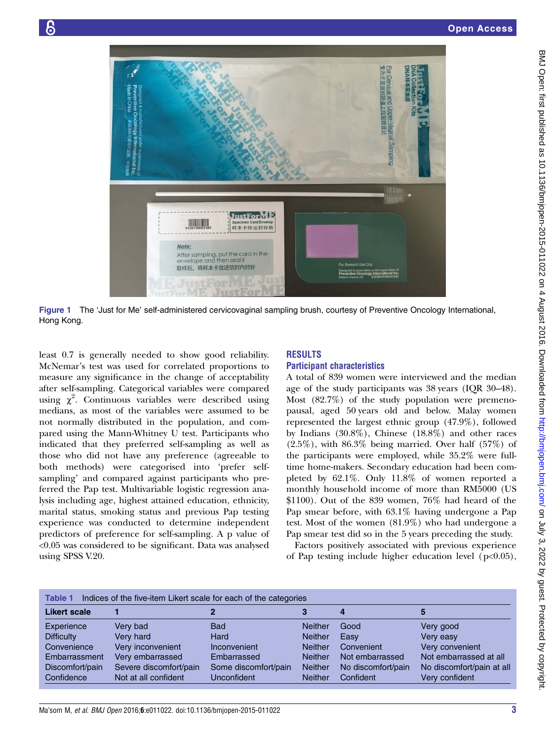Figure 1 The 'Just for Me' self-administered cervicovaginal sampling brush, courtesy of Preventive Oncology International, Hong Kong.

least 0.7 is generally needed to show good reliability. McNemar's test was used for correlated proportions to measure any significance in the change of acceptability after self-sampling. Categorical variables were compared using $\chi^2$. Continuous variables were described using medians, as most of the variables were assumed to be not normally distributed in the population, and compared using the Mann-Whitney U test. Participants who indicated that they preferred self-sampling as well as those who did not have any preference (agreeable to both methods) were categorised into 'prefer self-sampling' and compared against participants who preferred the Pap test. Multivariable logistic regression analysis including age, highest attained education, ethnicity, marital status, smoking status and previous Pap testing experience was conducted to determine independent predictors of preference for self-sampling. A p value of <0.05 was considered to be significant. Data was analysed using SPSS V.20.

## RESULTS

### Participant characteristics

A total of 839 women were interviewed and the median age of the study participants was 38 years (IQR 30–48). Most (82.7%) of the study population were premenopausal, aged 50 years old and below. Malay women represented the largest ethnic group (47.9%), followed by Indians (30.8%), Chinese (18.8%) and other races (2.5%), with 86.3% being married. Over half (57%) of the participants were employed, while 35.2% were full-time home-makers. Secondary education had been completed by 62.1%. Only 11.8% of women reported a monthly household income of more than RM5000 (US $1100). Out of the 839 women, 76% had heard of the Pap smear before, with 63.1% having undergone a Pap test. Most of the women (81.9%) who had undergone a Pap smear test did so in the 5 years preceding the study.

Factors positively associated with previous experience of Pap testing include higher education level (p<0.05),

Table 1 Indices of the five-item Likert scale for each of the categories

| Likert scale | 1 | 2 | 3 | 4 | 5 |
|---|---|---|---|---|---|
| Experience | Very bad | Bad | Neither | Good | Very good |
| Difficulty | Very hard | Hard | Neither | Easy | Very easy |
| Convenience | Very inconvenient | Inconvenient | Neither | Convenient | Very convenient |
| Embarrassment | Very embarrassed | Embarrassed | Neither | Not embarrassed | Not embarrassed at all |
| Discomfort/pain | Severe discomfort/pain | Some discomfort/pain | Neither | No discomfort/pain | No discomfort/pain at all |
| Confidence | Not at all confident | Unconfident | Neither | Confident | Very confident |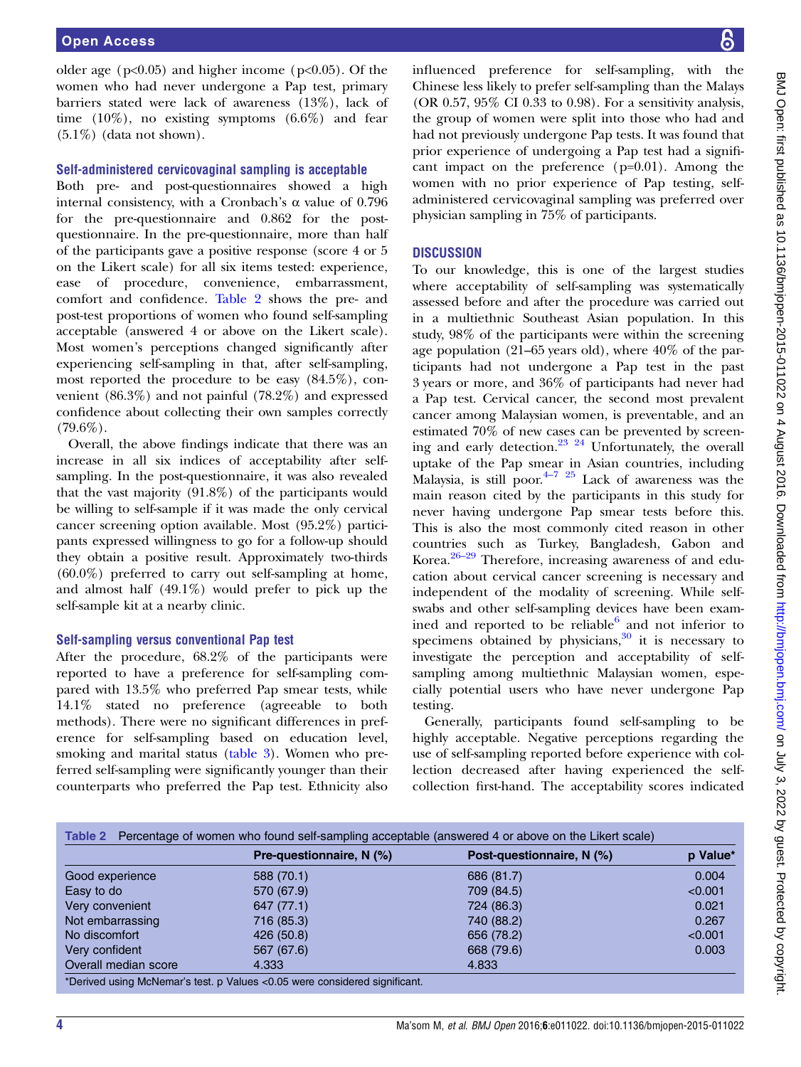older age (p<0.05) and higher income (p<0.05). Of the women who had never undergone a Pap test, primary barriers stated were lack of awareness (13%), lack of time (10%), no existing symptoms (6.6%) and fear (5.1%) (data not shown).

### Self-administered cervicovaginal sampling is acceptable

Both pre- and post-questionnaires showed a high internal consistency, with a Cronbach's α value of 0.796 for the pre-questionnaire and 0.862 for the post-questionnaire. In the pre-questionnaire, more than half of the participants gave a positive response (score 4 or 5 on the Likert scale) for all six items tested: experience, ease of procedure, convenience, embarrassment, comfort and confidence. Table 2 shows the pre- and post-test proportions of women who found self-sampling acceptable (answered 4 or above on the Likert scale). Most women's perceptions changed significantly after experiencing self-sampling in that, after self-sampling, most reported the procedure to be easy (84.5%), convenient (86.3%) and not painful (78.2%) and expressed confidence about collecting their own samples correctly (79.6%).

Overall, the above findings indicate that there was an increase in all six indices of acceptability after self-sampling. In the post-questionnaire, it was also revealed that the vast majority (91.8%) of the participants would be willing to self-sample if it was made the only cervical cancer screening option available. Most (95.2%) participants expressed willingness to go for a follow-up should they obtain a positive result. Approximately two-thirds (60.0%) preferred to carry out self-sampling at home, and almost half (49.1%) would prefer to pick up the self-sample kit at a nearby clinic.

### Self-sampling versus conventional Pap test

After the procedure, 68.2% of the participants were reported to have a preference for self-sampling compared with 13.5% who preferred Pap smear tests, while 14.1% stated no preference (agreeable to both methods). There were no significant differences in preference for self-sampling based on education level, smoking and marital status (table 3). Women who preferred self-sampling were significantly younger than their counterparts who preferred the Pap test. Ethnicity also influenced preference for self-sampling, with the Chinese less likely to prefer self-sampling than the Malays (OR 0.57, 95% CI 0.33 to 0.98). For a sensitivity analysis, the group of women were split into those who had and had not previously undergone Pap tests. It was found that prior experience of undergoing a Pap test had a significant impact on the preference (p=0.01). Among the women with no prior experience of Pap testing, self-administered cervicovaginal sampling was preferred over physician sampling in 75% of participants.

## DISCUSSION

To our knowledge, this is one of the largest studies where acceptability of self-sampling was systematically assessed before and after the procedure was carried out in a multiethnic Southeast Asian population. In this study, 98% of the participants were within the screening age population (21–65 years old), where 40% of the participants had not undergone a Pap test in the past 3 years or more, and 36% of participants had never had a Pap test. Cervical cancer, the second most prevalent cancer among Malaysian women, is preventable, and an estimated 70% of new cases can be prevented by screening and early detection.[23 24] Unfortunately, the overall uptake of the Pap smear in Asian countries, including Malaysia, is still poor.[4–7 25] Lack of awareness was the main reason cited by the participants in this study for never having undergone Pap smear tests before this. This is also the most commonly cited reason in other countries such as Turkey, Bangladesh, Gabon and Korea.[26–29] Therefore, increasing awareness of and education about cervical cancer screening is necessary and independent of the modality of screening. While self-swabs and other self-sampling devices have been examined and reported to be reliable[6] and not inferior to specimens obtained by physicians,[30] it is necessary to investigate the perception and acceptability of self-sampling among multiethnic Malaysian women, especially potential users who have never undergone Pap testing.

Generally, participants found self-sampling to be highly acceptable. Negative perceptions regarding the use of self-sampling reported before experience with collection decreased after having experienced the self-collection first-hand. The acceptability scores indicated

**Table 2** Percentage of women who found self-sampling acceptable (answered 4 or above on the Likert scale)

| | Pre-questionnaire, N (%) | Post-questionnaire, N (%) | p Value* |
|---|---|---|---|
| Good experience | 588 (70.1) | 686 (81.7) | 0.004 |
| Easy to do | 570 (67.9) | 709 (84.5) | <0.001 |
| Very convenient | 647 (77.1) | 724 (86.3) | 0.021 |
| Not embarrassing | 716 (85.3) | 740 (88.2) | 0.267 |
| No discomfort | 426 (50.8) | 656 (78.2) | <0.001 |
| Very confident | 567 (67.6) | 668 (79.6) | 0.003 |
| Overall median score | 4.333 | 4.833 | |

*Derived using McNemar's test. p Values <0.05 were considered significant.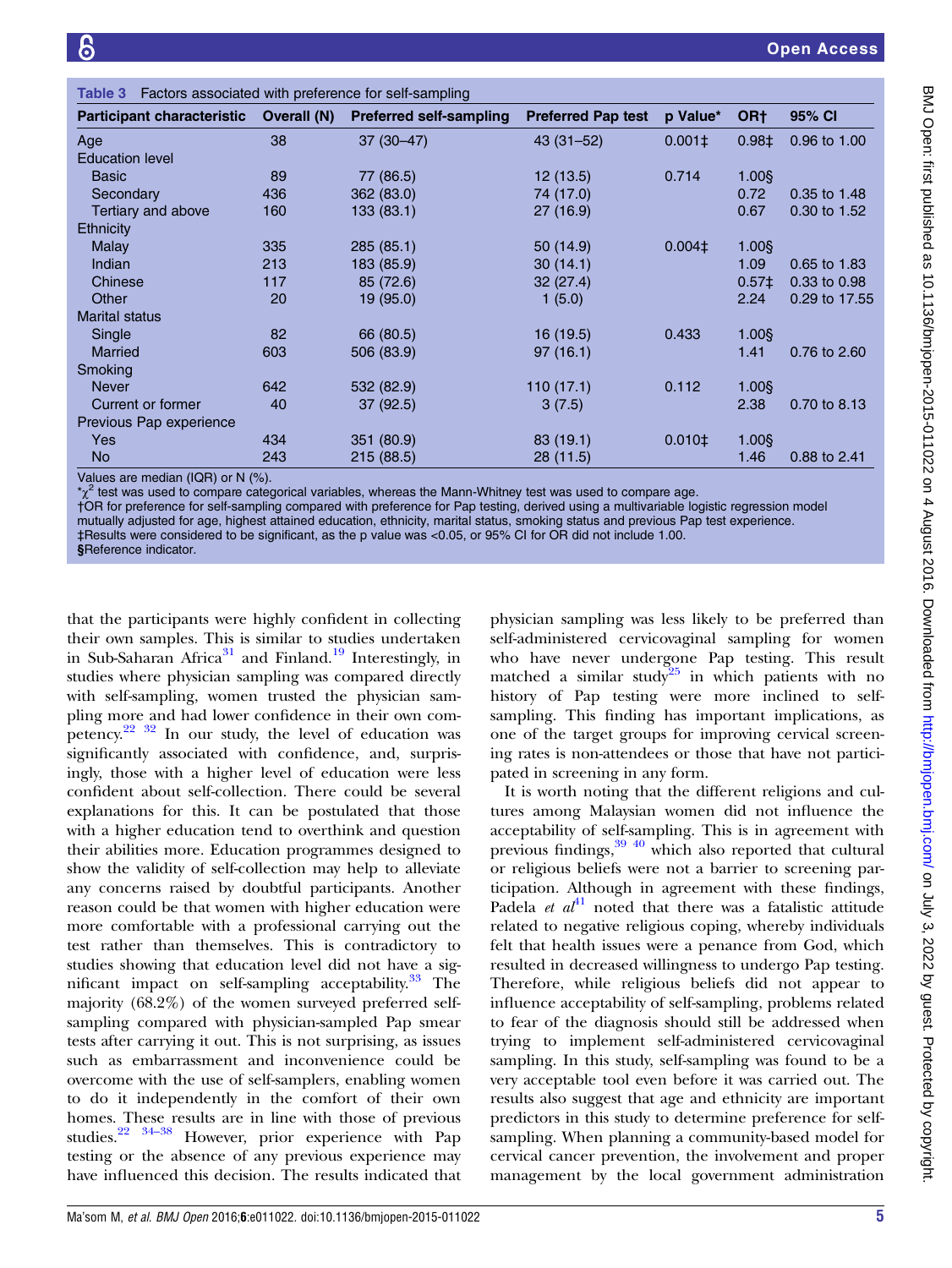**Table 3** Factors associated with preference for self-sampling

| Participant characteristic | Overall (N) | Preferred self-sampling | Preferred Pap test | p Value* | OR† | 95% CI |
|---|---|---|---|---|---|---|
| Age | 38 | 37 (30–47) | 43 (31–52) | 0.001‡ | 0.98‡ | 0.96 to 1.00 |
| Education level | | | | | | |
| Basic | 89 | 77 (86.5) | 12 (13.5) | 0.714 | 1.00§ | |
| Secondary | 436 | 362 (83.0) | 74 (17.0) | | 0.72 | 0.35 to 1.48 |
| Tertiary and above | 160 | 133 (83.1) | 27 (16.9) | | 0.67 | 0.30 to 1.52 |
| Ethnicity | | | | | | |
| Malay | 335 | 285 (85.1) | 50 (14.9) | 0.004‡ | 1.00§ | |
| Indian | 213 | 183 (85.9) | 30 (14.1) | | 1.09 | 0.65 to 1.83 |
| Chinese | 117 | 85 (72.6) | 32 (27.4) | | 0.57‡ | 0.33 to 0.98 |
| Other | 20 | 19 (95.0) | 1 (5.0) | | 2.24 | 0.29 to 17.55 |
| Marital status | | | | | | |
| Single | 82 | 66 (80.5) | 16 (19.5) | 0.433 | 1.00§ | |
| Married | 603 | 506 (83.9) | 97 (16.1) | | 1.41 | 0.76 to 2.60 |
| Smoking | | | | | | |
| Never | 642 | 532 (82.9) | 110 (17.1) | 0.112 | 1.00§ | |
| Current or former | 40 | 37 (92.5) | 3 (7.5) | | 2.38 | 0.70 to 8.13 |
| Previous Pap experience | | | | | | |
| Yes | 434 | 351 (80.9) | 83 (19.1) | 0.010‡ | 1.00§ | |
| No | 243 | 215 (88.5) | 28 (11.5) | | 1.46 | 0.88 to 2.41 |

Values are median (IQR) or N (%).
*$\chi^2$ test was used to compare categorical variables, whereas the Mann-Whitney test was used to compare age.
†OR for preference for self-sampling compared with preference for Pap testing, derived using a multivariable logistic regression model mutually adjusted for age, highest attained education, ethnicity, marital status, smoking status and previous Pap test experience.
‡Results were considered to be significant, as the p value was <0.05, or 95% CI for OR did not include 1.00.
§Reference indicator.

that the participants were highly confident in collecting their own samples. This is similar to studies undertaken in Sub-Saharan Africa[31] and Finland.[19] Interestingly, in studies where physician sampling was compared directly with self-sampling, women trusted the physician sampling more and had lower confidence in their own competency.[22 32] In our study, the level of education was significantly associated with confidence, and, surprisingly, those with a higher level of education were less confident about self-collection. There could be several explanations for this. It can be postulated that those with a higher education tend to overthink and question their abilities more. Education programmes designed to show the validity of self-collection may help to alleviate any concerns raised by doubtful participants. Another reason could be that women with higher education were more comfortable with a professional carrying out the test rather than themselves. This is contradictory to studies showing that education level did not have a significant impact on self-sampling acceptability.[33] The majority (68.2%) of the women surveyed preferred self-sampling compared with physician-sampled Pap smear tests after carrying it out. This is not surprising, as issues such as embarrassment and inconvenience could be overcome with the use of self-samplers, enabling women to do it independently in the comfort of their own homes. These results are in line with those of previous studies.[22 34–38] However, prior experience with Pap testing or the absence of any previous experience may have influenced this decision. The results indicated that physician sampling was less likely to be preferred than self-administered cervicovaginal sampling for women who have never undergone Pap testing. This result matched a similar study[25] in which patients with no history of Pap testing were more inclined to self-sampling. This finding has important implications, as one of the target groups for improving cervical screening rates is non-attendees or those that have not participated in screening in any form.

It is worth noting that the different religions and cultures among Malaysian women did not influence the acceptability of self-sampling. This is in agreement with previous findings,[39 40] which also reported that cultural or religious beliefs were not a barrier to screening participation. Although in agreement with these findings, Padela *et al*[41] noted that there was a fatalistic attitude related to negative religious coping, whereby individuals felt that health issues were a penance from God, which resulted in decreased willingness to undergo Pap testing. Therefore, while religious beliefs did not appear to influence acceptability of self-sampling, problems related to fear of the diagnosis should still be addressed when trying to implement self-administered cervicovaginal sampling. In this study, self-sampling was found to be a very acceptable tool even before it was carried out. The results also suggest that age and ethnicity are important predictors in this study to determine preference for self-sampling. When planning a community-based model for cervical cancer prevention, the involvement and proper management by the local government administration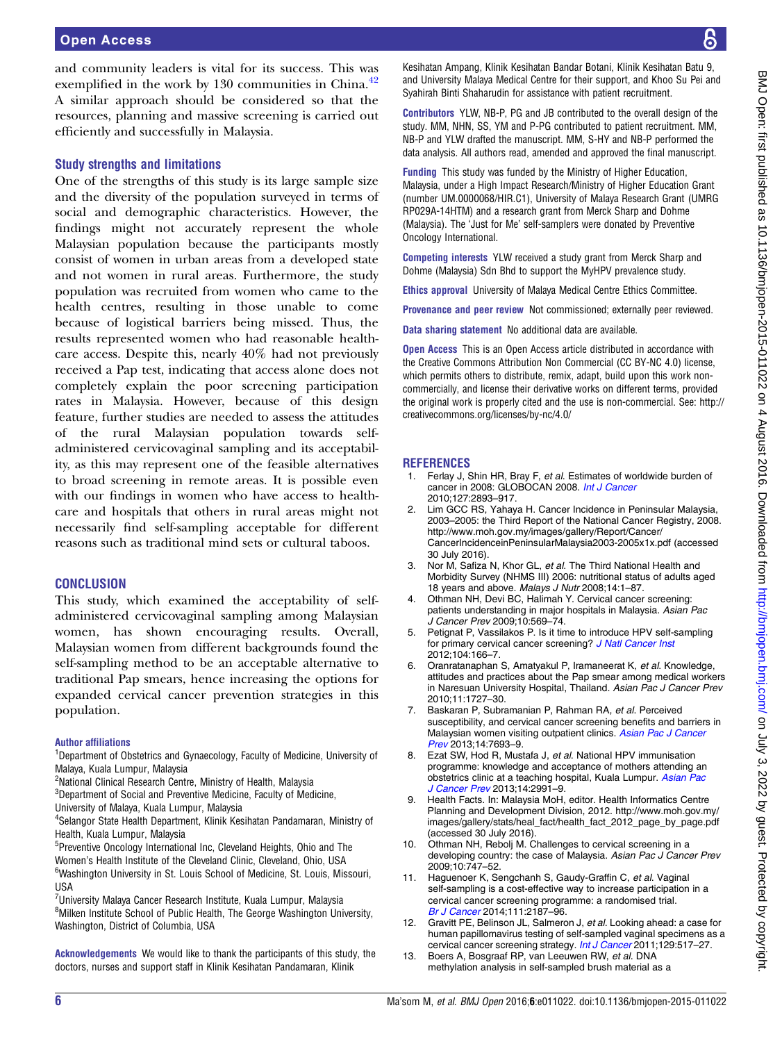and community leaders is vital for its success. This was exemplified in the work by 130 communities in China.[42] A similar approach should be considered so that the resources, planning and massive screening is carried out efficiently and successfully in Malaysia.

### Study strengths and limitations

One of the strengths of this study is its large sample size and the diversity of the population surveyed in terms of social and demographic characteristics. However, the findings might not accurately represent the whole Malaysian population because the participants mostly consist of women in urban areas from a developed state and not women in rural areas. Furthermore, the study population was recruited from women who came to the health centres, resulting in those unable to come because of logistical barriers being missed. Thus, the results represented women who had reasonable healthcare access. Despite this, nearly 40% had not previously received a Pap test, indicating that access alone does not completely explain the poor screening participation rates in Malaysia. However, because of this design feature, further studies are needed to assess the attitudes of the rural Malaysian population towards self-administered cervicovaginal sampling and its acceptability, as this may represent one of the feasible alternatives to broad screening in remote areas. It is possible even with our findings in women who have access to healthcare and hospitals that others in rural areas might not necessarily find self-sampling acceptable for different reasons such as traditional mind sets or cultural taboos.

## CONCLUSION

This study, which examined the acceptability of self-administered cervicovaginal sampling among Malaysian women, has shown encouraging results. Overall, Malaysian women from different backgrounds found the self-sampling method to be an acceptable alternative to traditional Pap smears, hence increasing the options for expanded cervical cancer prevention strategies in this population.

#### Author affiliations

[1]Department of Obstetrics and Gynaecology, Faculty of Medicine, University of Malaya, Kuala Lumpur, Malaysia
[2]National Clinical Research Centre, Ministry of Health, Malaysia
[3]Department of Social and Preventive Medicine, Faculty of Medicine, University of Malaya, Kuala Lumpur, Malaysia
[4]Selangor State Health Department, Klinik Kesihatan Pandamaran, Ministry of Health, Kuala Lumpur, Malaysia
[5]Preventive Oncology International Inc, Cleveland Heights, Ohio and The Women's Health Institute of the Cleveland Clinic, Cleveland, Ohio, USA
[6]Washington University in St. Louis School of Medicine, St. Louis, Missouri, USA
[7]University Malaya Cancer Research Institute, Kuala Lumpur, Malaysia
[8]Milken Institute School of Public Health, The George Washington University, Washington, District of Columbia, USA

**Acknowledgements** We would like to thank the participants of this study, the doctors, nurses and support staff in Klinik Kesihatan Pandamaran, Klinik Kesihatan Ampang, Klinik Kesihatan Bandar Botani, Klinik Kesihatan Batu 9, and University Malaya Medical Centre for their support, and Khoo Su Pei and Syahirah Binti Shaharudin for assistance with patient recruitment.

**Contributors** YLW, NB-P, PG and JB contributed to the overall design of the study. MM, NHN, SS, YM and P-PG contributed to patient recruitment. MM, NB-P and YLW drafted the manuscript. MM, S-HY and NB-P performed the data analysis. All authors read, amended and approved the final manuscript.

**Funding** This study was funded by the Ministry of Higher Education, Malaysia, under a High Impact Research/Ministry of Higher Education Grant (number UM.0000068/HIR.C1), University of Malaya Research Grant (UMRG RP029A-14HTM) and a research grant from Merck Sharp and Dohme (Malaysia). The 'Just for Me' self-samplers were donated by Preventive Oncology International.

**Competing interests** YLW received a study grant from Merck Sharp and Dohme (Malaysia) Sdn Bhd to support the MyHPV prevalence study.

**Ethics approval** University of Malaya Medical Centre Ethics Committee.

**Provenance and peer review** Not commissioned; externally peer reviewed.

**Data sharing statement** No additional data are available.

**Open Access** This is an Open Access article distributed in accordance with the Creative Commons Attribution Non Commercial (CC BY-NC 4.0) license, which permits others to distribute, remix, adapt, build upon this work non-commercially, and license their derivative works on different terms, provided the original work is properly cited and the use is non-commercial. See: http://creativecommons.org/licenses/by-nc/4.0/

## REFERENCES

1. Ferlay J, Shin HR, Bray F, *et al*. Estimates of worldwide burden of cancer in 2008: GLOBOCAN 2008. *Int J Cancer* 2010;127:2893–917.
2. Lim GCC RS, Yahaya H. Cancer Incidence in Peninsular Malaysia, 2003–2005: the Third Report of the National Cancer Registry, 2008. http://www.moh.gov.my/images/gallery/Report/Cancer/CancerIncidenceinPeninsularMalaysia2003-2005x1x.pdf (accessed 30 July 2016).
3. Nor M, Safiza N, Khor GL, *et al*. The Third National Health and Morbidity Survey (NHMS III) 2006: nutritional status of adults aged 18 years and above. *Malays J Nutr* 2008;14:1–87.
4. Othman NH, Devi BC, Halimah Y. Cervical cancer screening: patients understanding in major hospitals in Malaysia. *Asian Pac J Cancer Prev* 2009;10:569–74.
5. Petignat P, Vassilakos P. Is it time to introduce HPV self-sampling for primary cervical cancer screening? *J Natl Cancer Inst* 2012;104:166–7.
6. Oranratanaphan S, Amatyakul P, Iramaneerat K, *et al*. Knowledge, attitudes and practices about the Pap smear among medical workers in Naresuan University Hospital, Thailand. *Asian Pac J Cancer Prev* 2010;11:1727–30.
7. Baskaran P, Subramanian P, Rahman RA, *et al*. Perceived susceptibility, and cervical cancer screening benefits and barriers in Malaysian women visiting outpatient clinics. *Asian Pac J Cancer Prev* 2013;14:7693–9.
8. Ezat SW, Hod R, Mustafa J, *et al*. National HPV immunisation programme: knowledge and acceptance of mothers attending an obstetrics clinic at a teaching hospital, Kuala Lumpur. *Asian Pac J Cancer Prev* 2013;14:2991–9.
9. Health Facts. In: Malaysia MoH, editor. Health Informatics Centre Planning and Development Division, 2012. http://www.moh.gov.my/images/gallery/stats/heal_fact/health_fact_2012_page_by_page.pdf (accessed 30 July 2016).
10. Othman NH, Rebolj M. Challenges to cervical screening in a developing country: the case of Malaysia. *Asian Pac J Cancer Prev* 2009;10:747–52.
11. Haguenoer K, Sengchanh S, Gaudy-Graffin C, *et al*. Vaginal self-sampling is a cost-effective way to increase participation in a cervical cancer screening programme: a randomised trial. *Br J Cancer* 2014;111:2187–96.
12. Gravitt PE, Belinson JL, Salmeron J, *et al*. Looking ahead: a case for human papillomavirus testing of self-sampled vaginal specimens as a cervical cancer screening strategy. *Int J Cancer* 2011;129:517–27.
13. Boers A, Bosgraaf RP, van Leeuwen RW, *et al*. DNA methylation analysis in self-sampled brush material as a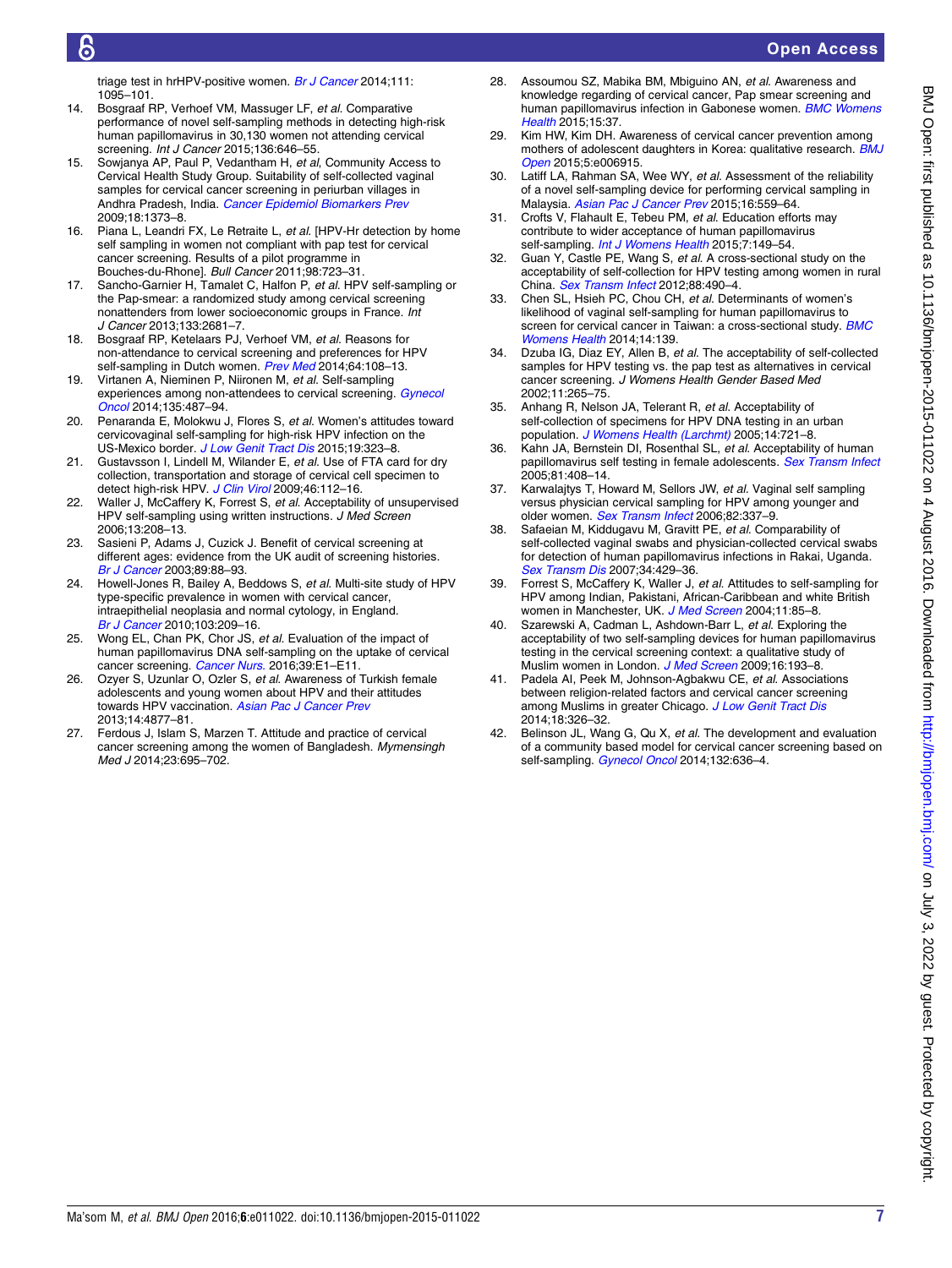triage test in hrHPV-positive women. *Br J Cancer* 2014;111: 1095–101.

14. Bosgraaf RP, Verhoef VM, Massuger LF, *et al*. Comparative performance of novel self-sampling methods in detecting high-risk human papillomavirus in 30,130 women not attending cervical screening. *Int J Cancer* 2015;136:646–55.
15. Sowjanya AP, Paul P, Vedantham H, *et al*, Community Access to Cervical Health Study Group. Suitability of self-collected vaginal samples for cervical cancer screening in periurban villages in Andhra Pradesh, India. *Cancer Epidemiol Biomarkers Prev* 2009;18:1373–8.
16. Piana L, Leandri FX, Le Retraite L, *et al*. [HPV-Hr detection by home self sampling in women not compliant with pap test for cervical cancer screening. Results of a pilot programme in Bouches-du-Rhone]. *Bull Cancer* 2011;98:723–31.
17. Sancho-Garnier H, Tamalet C, Halfon P, *et al*. HPV self-sampling or the Pap-smear: a randomized study among cervical screening nonattenders from lower socioeconomic groups in France. *Int J Cancer* 2013;133:2681–7.
18. Bosgraaf RP, Ketelaars PJ, Verhoef VM, *et al*. Reasons for non-attendance to cervical screening and preferences for HPV self-sampling in Dutch women. *Prev Med* 2014;64:108–13.
19. Virtanen A, Nieminen P, Niironen M, *et al*. Self-sampling experiences among non-attendees to cervical screening. *Gynecol Oncol* 2014;135:487–94.
20. Penaranda E, Molokwu J, Flores S, *et al*. Women's attitudes toward cervicovaginal self-sampling for high-risk HPV infection on the US-Mexico border. *J Low Genit Tract Dis* 2015;19:323–8.
21. Gustavsson I, Lindell M, Wilander E, *et al*. Use of FTA card for dry collection, transportation and storage of cervical cell specimen to detect high-risk HPV. *J Clin Virol* 2009;46:112–16.
22. Waller J, McCaffery K, Forrest S, *et al*. Acceptability of unsupervised HPV self-sampling using written instructions. *J Med Screen* 2006;13:208–13.
23. Sasieni P, Adams J, Cuzick J. Benefit of cervical screening at different ages: evidence from the UK audit of screening histories. *Br J Cancer* 2003;89:88–93.
24. Howell-Jones R, Bailey A, Beddows S, *et al*. Multi-site study of HPV type-specific prevalence in women with cervical cancer, intraepithelial neoplasia and normal cytology, in England. *Br J Cancer* 2010;103:209–16.
25. Wong EL, Chan PK, Chor JS, *et al*. Evaluation of the impact of human papillomavirus DNA self-sampling on the uptake of cervical cancer screening. *Cancer Nurs.* 2016;39:E1–E11.
26. Ozyer S, Uzunlar O, Ozler S, *et al*. Awareness of Turkish female adolescents and young women about HPV and their attitudes towards HPV vaccination. *Asian Pac J Cancer Prev* 2013;14:4877–81.
27. Ferdous J, Islam S, Marzen T. Attitude and practice of cervical cancer screening among the women of Bangladesh. *Mymensingh Med J* 2014;23:695–702.
28. Assoumou SZ, Mabika BM, Mbiguino AN, *et al*. Awareness and knowledge regarding of cervical cancer, Pap smear screening and human papillomavirus infection in Gabonese women. *BMC Womens Health* 2015;15:37.
29. Kim HW, Kim DH. Awareness of cervical cancer prevention among mothers of adolescent daughters in Korea: qualitative research. *BMJ Open* 2015;5:e006915.
30. Latiff LA, Rahman SA, Wee WY, *et al*. Assessment of the reliability of a novel self-sampling device for performing cervical sampling in Malaysia. *Asian Pac J Cancer Prev* 2015;16:559–64.
31. Crofts V, Flahault E, Tebeu PM, *et al*. Education efforts may contribute to wider acceptance of human papillomavirus self-sampling. *Int J Womens Health* 2015;7:149–54.
32. Guan Y, Castle PE, Wang S, *et al*. A cross-sectional study on the acceptability of self-collection for HPV testing among women in rural China. *Sex Transm Infect* 2012;88:490–4.
33. Chen SL, Hsieh PC, Chou CH, *et al*. Determinants of women's likelihood of vaginal self-sampling for human papillomavirus to screen for cervical cancer in Taiwan: a cross-sectional study. *BMC Womens Health* 2014;14:139.
34. Dzuba IG, Diaz EY, Allen B, *et al*. The acceptability of self-collected samples for HPV testing vs. the pap test as alternatives in cervical cancer screening. *J Womens Health Gender Based Med* 2002;11:265–75.
35. Anhang R, Nelson JA, Telerant R, *et al*. Acceptability of self-collection of specimens for HPV DNA testing in an urban population. *J Womens Health (Larchmt)* 2005;14:721–8.
36. Kahn JA, Bernstein DI, Rosenthal SL, *et al*. Acceptability of human papillomavirus self testing in female adolescents. *Sex Transm Infect* 2005;81:408–14.
37. Karwalajtys T, Howard M, Sellors JW, *et al*. Vaginal self sampling versus physician cervical sampling for HPV among younger and older women. *Sex Transm Infect* 2006;82:337–9.
38. Safaeian M, Kiddugavu M, Gravitt PE, *et al*. Comparability of self-collected vaginal swabs and physician-collected cervical swabs for detection of human papillomavirus infections in Rakai, Uganda. *Sex Transm Dis* 2007;34:429–36.
39. Forrest S, McCaffery K, Waller J, *et al*. Attitudes to self-sampling for HPV among Indian, Pakistani, African-Caribbean and white British women in Manchester, UK. *J Med Screen* 2004;11:85–8.
40. Szarewski A, Cadman L, Ashdown-Barr L, *et al*. Exploring the acceptability of two self-sampling devices for human papillomavirus testing in the cervical screening context: a qualitative study of Muslim women in London. *J Med Screen* 2009;16:193–8.
41. Padela AI, Peek M, Johnson-Agbakwu CE, *et al*. Associations between religion-related factors and cervical cancer screening among Muslims in greater Chicago. *J Low Genit Tract Dis* 2014;18:326–32.
42. Belinson JL, Wang G, Qu X, *et al*. The development and evaluation of a community based model for cervical cancer screening based on self-sampling. *Gynecol Oncol* 2014;132:636–4.